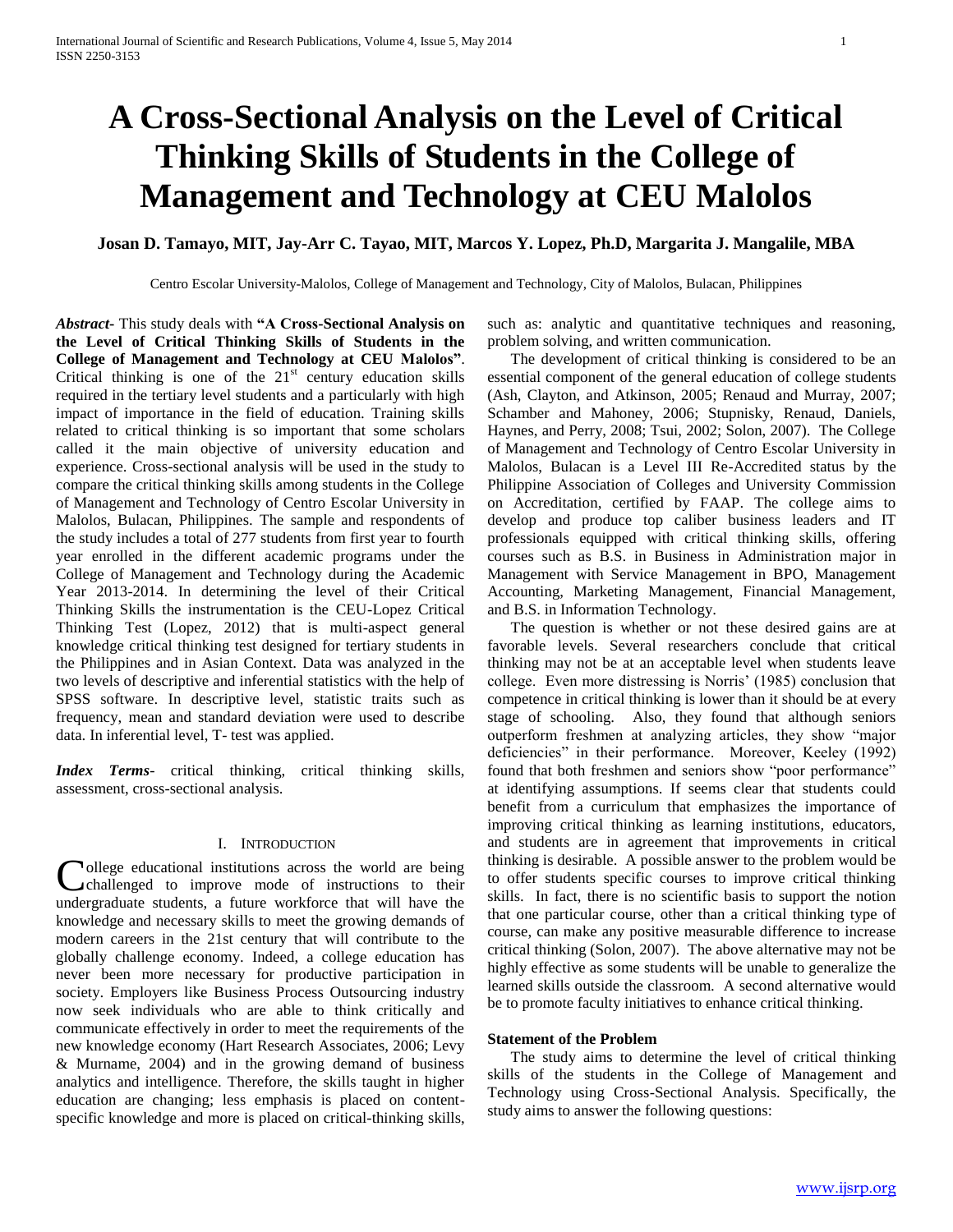# A Cross-Sectional Analysis on the Level of Critical Thinking Skills of Students in the College of Management and Technology at CEU Malolos

**Josan D. Tamayo, MIT, Jay-Arr C. Tayao, MIT, Marcos Y. Lopez, Ph.D, Margarita J. Mangalile, MBA**

Centro Escolar University-Malolos, College of Management and Technology, City of Malolos, Bulacan, Philippines

***Abstract***- This study deals with **"A Cross-Sectional Analysis on the Level of Critical Thinking Skills of Students in the College of Management and Technology at CEU Malolos"**. Critical thinking is one of the 21st century education skills required in the tertiary level students and a particularly with high impact of importance in the field of education. Training skills related to critical thinking is so important that some scholars called it the main objective of university education and experience. Cross-sectional analysis will be used in the study to compare the critical thinking skills among students in the College of Management and Technology of Centro Escolar University in Malolos, Bulacan, Philippines. The sample and respondents of the study includes a total of 277 students from first year to fourth year enrolled in the different academic programs under the College of Management and Technology during the Academic Year 2013-2014. In determining the level of their Critical Thinking Skills the instrumentation is the CEU-Lopez Critical Thinking Test (Lopez, 2012) that is multi-aspect general knowledge critical thinking test designed for tertiary students in the Philippines and in Asian Context. Data was analyzed in the two levels of descriptive and inferential statistics with the help of SPSS software. In descriptive level, statistic traits such as frequency, mean and standard deviation were used to describe data. In inferential level, T- test was applied.

***Index Terms***- critical thinking, critical thinking skills, assessment, cross-sectional analysis.

## I. Introduction

College educational institutions across the world are being challenged to improve mode of instructions to their undergraduate students, a future workforce that will have the knowledge and necessary skills to meet the growing demands of modern careers in the 21st century that will contribute to the globally challenge economy. Indeed, a college education has never been more necessary for productive participation in society. Employers like Business Process Outsourcing industry now seek individuals who are able to think critically and communicate effectively in order to meet the requirements of the new knowledge economy (Hart Research Associates, 2006; Levy & Murname, 2004) and in the growing demand of business analytics and intelligence. Therefore, the skills taught in higher education are changing; less emphasis is placed on content-specific knowledge and more is placed on critical-thinking skills, such as: analytic and quantitative techniques and reasoning, problem solving, and written communication.

The development of critical thinking is considered to be an essential component of the general education of college students (Ash, Clayton, and Atkinson, 2005; Renaud and Murray, 2007; Schamber and Mahoney, 2006; Stupnisky, Renaud, Daniels, Haynes, and Perry, 2008; Tsui, 2002; Solon, 2007). The College of Management and Technology of Centro Escolar University in Malolos, Bulacan is a Level III Re-Accredited status by the Philippine Association of Colleges and University Commission on Accreditation, certified by FAAP. The college aims to develop and produce top caliber business leaders and IT professionals equipped with critical thinking skills, offering courses such as B.S. in Business in Administration major in Management with Service Management in BPO, Management Accounting, Marketing Management, Financial Management, and B.S. in Information Technology.

The question is whether or not these desired gains are at favorable levels. Several researchers conclude that critical thinking may not be at an acceptable level when students leave college. Even more distressing is Norris' (1985) conclusion that competence in critical thinking is lower than it should be at every stage of schooling. Also, they found that although seniors outperform freshmen at analyzing articles, they show "major deficiencies" in their performance. Moreover, Keeley (1992) found that both freshmen and seniors show "poor performance" at identifying assumptions. If seems clear that students could benefit from a curriculum that emphasizes the importance of improving critical thinking as learning institutions, educators, and students are in agreement that improvements in critical thinking is desirable. A possible answer to the problem would be to offer students specific courses to improve critical thinking skills. In fact, there is no scientific basis to support the notion that one particular course, other than a critical thinking type of course, can make any positive measurable difference to increase critical thinking (Solon, 2007). The above alternative may not be highly effective as some students will be unable to generalize the learned skills outside the classroom. A second alternative would be to promote faculty initiatives to enhance critical thinking.

### Statement of the Problem

The study aims to determine the level of critical thinking skills of the students in the College of Management and Technology using Cross-Sectional Analysis. Specifically, the study aims to answer the following questions: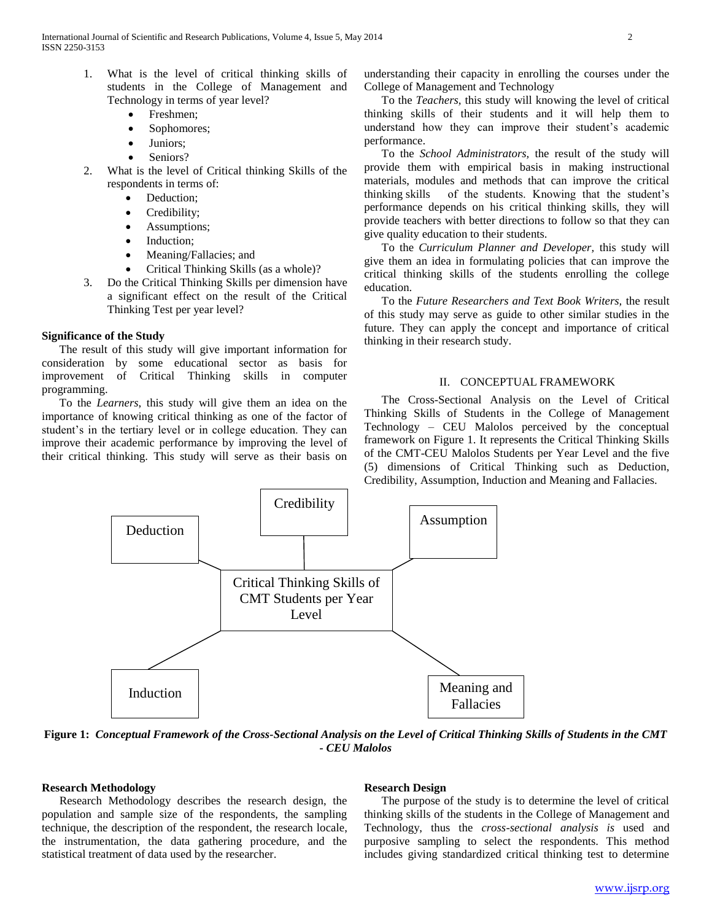1. What is the level of critical thinking skills of students in the College of Management and Technology in terms of year level?
    - Freshmen;
    - Sophomores;
    - Juniors;
    - Seniors?
2. What is the level of Critical thinking Skills of the respondents in terms of:
    - Deduction;
    - Credibility;
    - Assumptions;
    - Induction;
    - Meaning/Fallacies; and
    - Critical Thinking Skills (as a whole)?
3. Do the Critical Thinking Skills per dimension have a significant effect on the result of the Critical Thinking Test per year level?

### Significance of the Study

The result of this study will give important information for consideration by some educational sector as basis for improvement of Critical Thinking skills in computer programming.

To the *Learners*, this study will give them an idea on the importance of knowing critical thinking as one of the factor of student's in the tertiary level or in college education. They can improve their academic performance by improving the level of their critical thinking. This study will serve as their basis on understanding their capacity in enrolling the courses under the College of Management and Technology

To the *Teachers,* this study will knowing the level of critical thinking skills of their students and it will help them to understand how they can improve their student's academic performance.

To the *School Administrators,* the result of the study will provide them with empirical basis in making instructional materials, modules and methods that can improve the critical thinking skills of the students. Knowing that the student's performance depends on his critical thinking skills, they will provide teachers with better directions to follow so that they can give quality education to their students.

To the *Curriculum Planner and Developer,* this study will give them an idea in formulating policies that can improve the critical thinking skills of the students enrolling the college education.

To the *Future Researchers and Text Book Writers,* the result of this study may serve as guide to other similar studies in the future. They can apply the concept and importance of critical thinking in their research study.

## II. CONCEPTUAL FRAMEWORK

The Cross-Sectional Analysis on the Level of Critical Thinking Skills of Students in the College of Management Technology – CEU Malolos perceived by the conceptual framework on Figure 1. It represents the Critical Thinking Skills of the CMT-CEU Malolos Students per Year Level and the five (5) dimensions of Critical Thinking such as Deduction, Credibility, Assumption, Induction and Meaning and Fallacies.

Deduction

Credibility

Assumption

Critical Thinking Skills of CMT Students per Year Level

Induction

Meaning and Fallacies

**Figure 1:** ***Conceptual Framework of the Cross-Sectional Analysis on the Level of Critical Thinking Skills of Students in the CMT - CEU Malolos***

### Research Methodology

Research Methodology describes the research design, the population and sample size of the respondents, the sampling technique, the description of the respondent, the research locale, the instrumentation, the data gathering procedure, and the statistical treatment of data used by the researcher.

### Research Design

The purpose of the study is to determine the level of critical thinking skills of the students in the College of Management and Technology, thus the *cross-sectional analysis is* used and purposive sampling to select the respondents. This method includes giving standardized critical thinking test to determine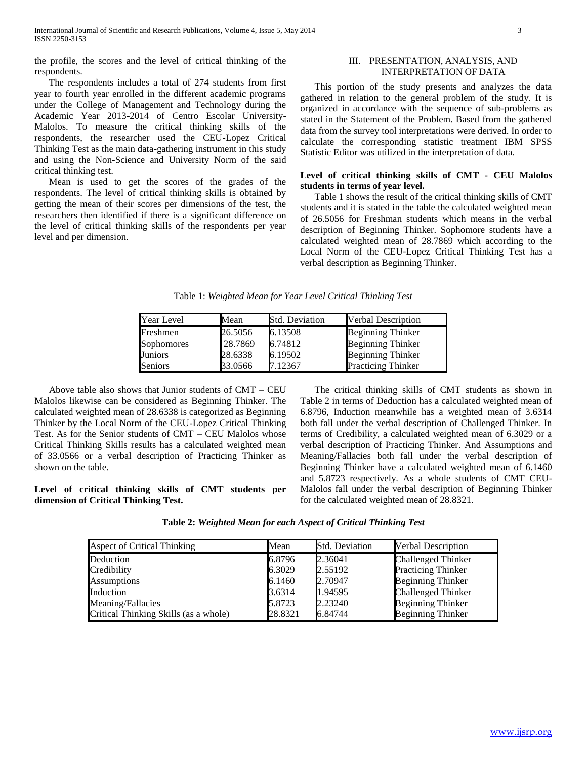the profile, the scores and the level of critical thinking of the respondents.

The respondents includes a total of 274 students from first year to fourth year enrolled in the different academic programs under the College of Management and Technology during the Academic Year 2013-2014 of Centro Escolar University-Malolos. To measure the critical thinking skills of the respondents, the researcher used the CEU-Lopez Critical Thinking Test as the main data-gathering instrument in this study and using the Non-Science and University Norm of the said critical thinking test.

Mean is used to get the scores of the grades of the respondents. The level of critical thinking skills is obtained by getting the mean of their scores per dimensions of the test, the researchers then identified if there is a significant difference on the level of critical thinking skills of the respondents per year level and per dimension.

## III. PRESENTATION, ANALYSIS, AND INTERPRETATION OF DATA

This portion of the study presents and analyzes the data gathered in relation to the general problem of the study. It is organized in accordance with the sequence of sub-problems as stated in the Statement of the Problem. Based from the gathered data from the survey tool interpretations were derived. In order to calculate the corresponding statistic treatment IBM SPSS Statistic Editor was utilized in the interpretation of data.

**Level of critical thinking skills of CMT - CEU Malolos students in terms of year level.**

Table 1 shows the result of the critical thinking skills of CMT students and it is stated in the table the calculated weighted mean of 26.5056 for Freshman students which means in the verbal description of Beginning Thinker. Sophomore students have a calculated weighted mean of 28.7869 which according to the Local Norm of the CEU-Lopez Critical Thinking Test has a verbal description as Beginning Thinker.

Table 1: *Weighted Mean for Year Level Critical Thinking Test*

| Year Level | Mean | Std. Deviation | Verbal Description |
|---|---|---|---|
| Freshmen | 26.5056 | 6.13508 | Beginning Thinker |
| Sophomores | 28.7869 | 6.74812 | Beginning Thinker |
| Juniors | 28.6338 | 6.19502 | Beginning Thinker |
| Seniors | 33.0566 | 7.12367 | Practicing Thinker |

Above table also shows that Junior students of CMT – CEU Malolos likewise can be considered as Beginning Thinker. The calculated weighted mean of 28.6338 is categorized as Beginning Thinker by the Local Norm of the CEU-Lopez Critical Thinking Test. As for the Senior students of CMT – CEU Malolos whose Critical Thinking Skills results has a calculated weighted mean of 33.0566 or a verbal description of Practicing Thinker as shown on the table.

**Level of critical thinking skills of CMT students per dimension of Critical Thinking Test.**

The critical thinking skills of CMT students as shown in Table 2 in terms of Deduction has a calculated weighted mean of 6.8796, Induction meanwhile has a weighted mean of 3.6314 both fall under the verbal description of Challenged Thinker. In terms of Credibility, a calculated weighted mean of 6.3029 or a verbal description of Practicing Thinker. And Assumptions and Meaning/Fallacies both fall under the verbal description of Beginning Thinker have a calculated weighted mean of 6.1460 and 5.8723 respectively. As a whole students of CMT CEU-Malolos fall under the verbal description of Beginning Thinker for the calculated weighted mean of 28.8321.

**Table 2:** ***Weighted Mean for each Aspect of Critical Thinking Test***

| Aspect of Critical Thinking | Mean | Std. Deviation | Verbal Description |
|---|---|---|---|
| Deduction | 6.8796 | 2.36041 | Challenged Thinker |
| Credibility | 6.3029 | 2.55192 | Practicing Thinker |
| Assumptions | 6.1460 | 2.70947 | Beginning Thinker |
| Induction | 3.6314 | 1.94595 | Challenged Thinker |
| Meaning/Fallacies | 5.8723 | 2.23240 | Beginning Thinker |
| Critical Thinking Skills (as a whole) | 28.8321 | 6.84744 | Beginning Thinker |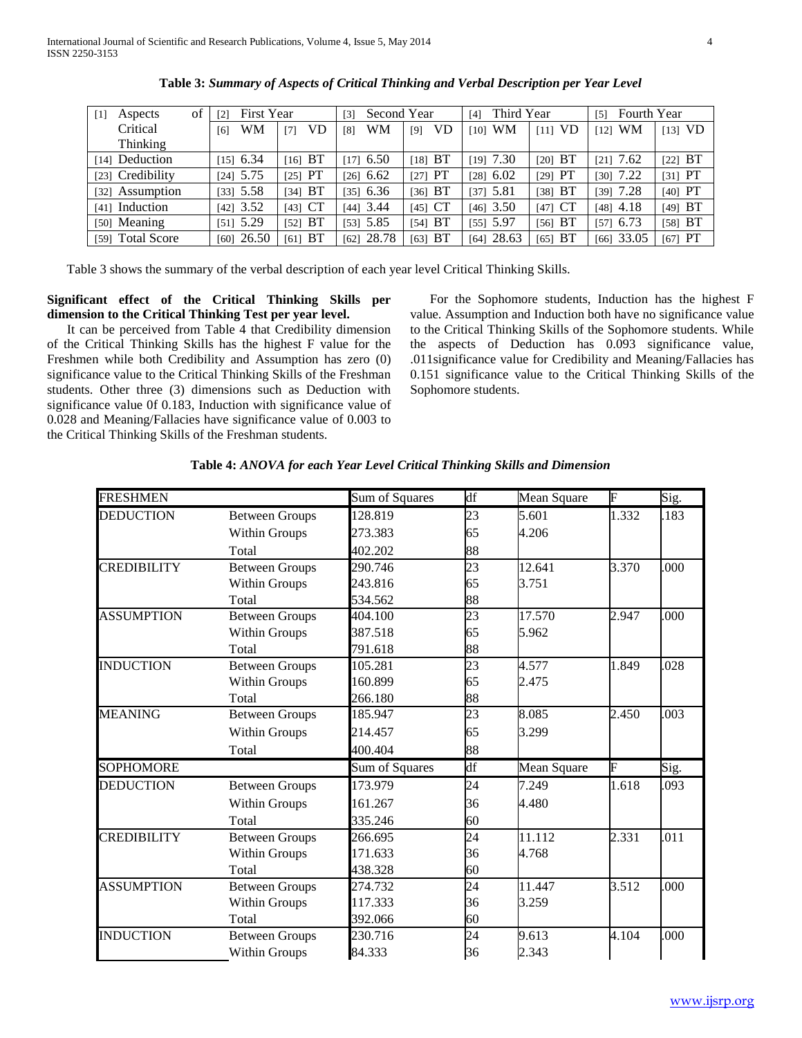**Table 3:** *Summary of Aspects of Critical Thinking and Verbal Description per Year Level*

| [1] Aspects of Critical Thinking | [2] First Year | | [3] Second Year | | [4] Third Year | | [5] Fourth Year | |
|---|---|---|---|---|---|---|---|---|
| | [6] WM | [7] VD | [8] WM | [9] VD | [10] WM | [11] VD | [12] WM | [13] VD |
| [14] Deduction | [15] 6.34 | [16] BT | [17] 6.50 | [18] BT | [19] 7.30 | [20] BT | [21] 7.62 | [22] BT |
| [23] Credibility | [24] 5.75 | [25] PT | [26] 6.62 | [27] PT | [28] 6.02 | [29] PT | [30] 7.22 | [31] PT |
| [32] Assumption | [33] 5.58 | [34] BT | [35] 6.36 | [36] BT | [37] 5.81 | [38] BT | [39] 7.28 | [40] PT |
| [41] Induction | [42] 3.52 | [43] CT | [44] 3.44 | [45] CT | [46] 3.50 | [47] CT | [48] 4.18 | [49] BT |
| [50] Meaning | [51] 5.29 | [52] BT | [53] 5.85 | [54] BT | [55] 5.97 | [56] BT | [57] 6.73 | [58] BT |
| [59] Total Score | [60] 26.50 | [61] BT | [62] 28.78 | [63] BT | [64] 28.63 | [65] BT | [66] 33.05 | [67] PT |

Table 3 shows the summary of the verbal description of each year level Critical Thinking Skills.

**Significant effect of the Critical Thinking Skills per dimension to the Critical Thinking Test per year level.**

It can be perceived from Table 4 that Credibility dimension of the Critical Thinking Skills has the highest F value for the Freshmen while both Credibility and Assumption has zero (0) significance value to the Critical Thinking Skills of the Freshman students. Other three (3) dimensions such as Deduction with significance value 0f 0.183, Induction with significance value of 0.028 and Meaning/Fallacies have significance value of 0.003 to the Critical Thinking Skills of the Freshman students.

For the Sophomore students, Induction has the highest F value. Assumption and Induction both have no significance value to the Critical Thinking Skills of the Sophomore students. While the aspects of Deduction has 0.093 significance value, .011significance value for Credibility and Meaning/Fallacies has 0.151 significance value to the Critical Thinking Skills of the Sophomore students.

**Table 4:** *ANOVA for each Year Level Critical Thinking Skills and Dimension*

| FRESHMEN | | Sum of Squares | df | Mean Square | F | Sig. |
|---|---|---|---|---|---|---|
| DEDUCTION | Between Groups | 128.819 | 23 | 5.601 | 1.332 | .183 |
| | Within Groups | 273.383 | 65 | 4.206 | | |
| | Total | 402.202 | 88 | | | |
| CREDIBILITY | Between Groups | 290.746 | 23 | 12.641 | 3.370 | .000 |
| | Within Groups | 243.816 | 65 | 3.751 | | |
| | Total | 534.562 | 88 | | | |
| ASSUMPTION | Between Groups | 404.100 | 23 | 17.570 | 2.947 | .000 |
| | Within Groups | 387.518 | 65 | 5.962 | | |
| | Total | 791.618 | 88 | | | |
| INDUCTION | Between Groups | 105.281 | 23 | 4.577 | 1.849 | .028 |
| | Within Groups | 160.899 | 65 | 2.475 | | |
| | Total | 266.180 | 88 | | | |
| MEANING | Between Groups | 185.947 | 23 | 8.085 | 2.450 | .003 |
| | Within Groups | 214.457 | 65 | 3.299 | | |
| | Total | 400.404 | 88 | | | |
| SOPHOMORE | | Sum of Squares | df | Mean Square | F | Sig. |
| DEDUCTION | Between Groups | 173.979 | 24 | 7.249 | 1.618 | .093 |
| | Within Groups | 161.267 | 36 | 4.480 | | |
| | Total | 335.246 | 60 | | | |
| CREDIBILITY | Between Groups | 266.695 | 24 | 11.112 | 2.331 | .011 |
| | Within Groups | 171.633 | 36 | 4.768 | | |
| | Total | 438.328 | 60 | | | |
| ASSUMPTION | Between Groups | 274.732 | 24 | 11.447 | 3.512 | .000 |
| | Within Groups | 117.333 | 36 | 3.259 | | |
| | Total | 392.066 | 60 | | | |
| INDUCTION | Between Groups | 230.716 | 24 | 9.613 | 4.104 | .000 |
| | Within Groups | 84.333 | 36 | 2.343 | | |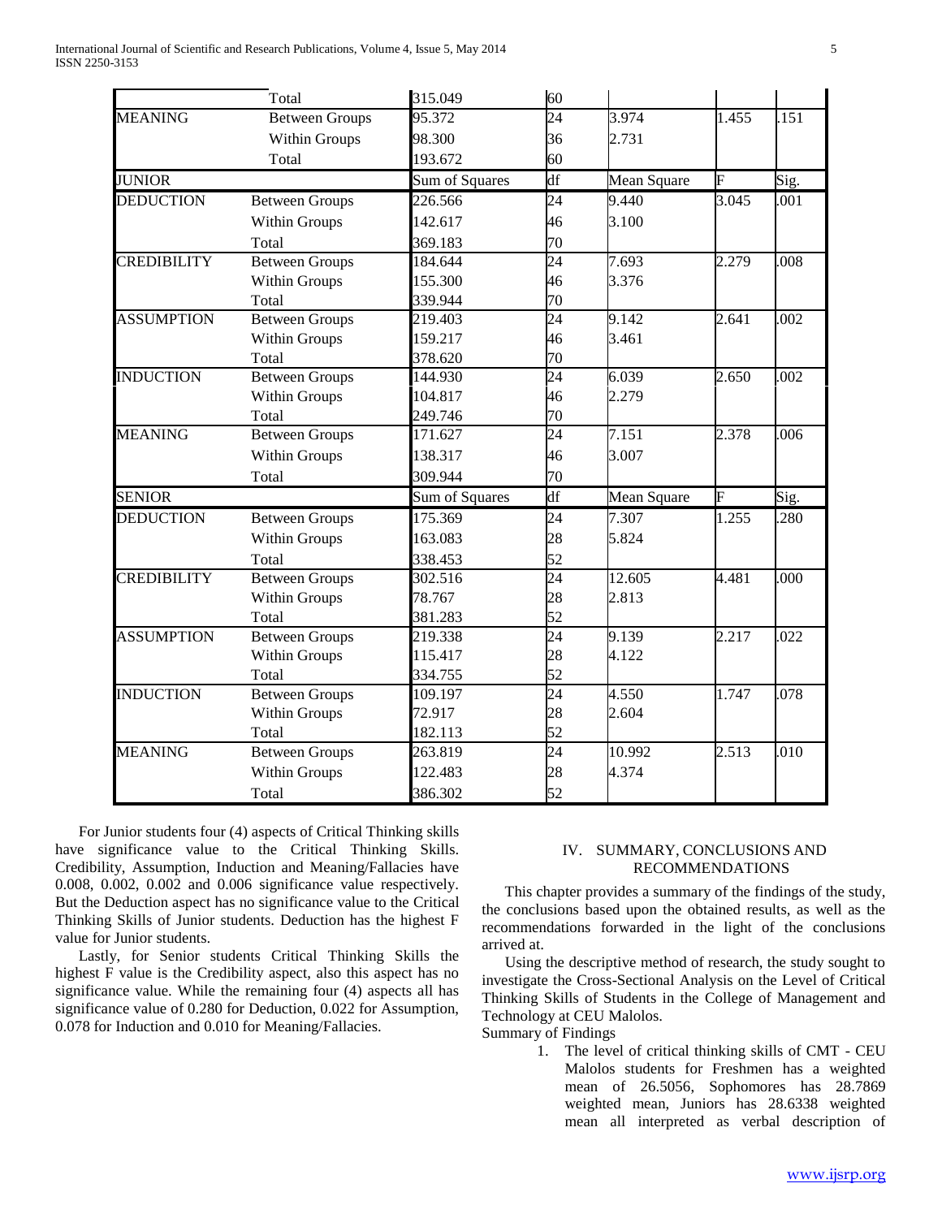| | Total | 315.049 | 60 | | | |
|---|---|---|---|---|---|---|
| MEANING | Between Groups | 95.372 | 24 | 3.974 | 1.455 | .151 |
| | Within Groups | 98.300 | 36 | 2.731 | | |
| | Total | 193.672 | 60 | | | |
| JUNIOR | | Sum of Squares | df | Mean Square | F | Sig. |
| DEDUCTION | Between Groups | 226.566 | 24 | 9.440 | 3.045 | .001 |
| | Within Groups | 142.617 | 46 | 3.100 | | |
| | Total | 369.183 | 70 | | | |
| CREDIBILITY | Between Groups | 184.644 | 24 | 7.693 | 2.279 | .008 |
| | Within Groups | 155.300 | 46 | 3.376 | | |
| | Total | 339.944 | 70 | | | |
| ASSUMPTION | Between Groups | 219.403 | 24 | 9.142 | 2.641 | .002 |
| | Within Groups | 159.217 | 46 | 3.461 | | |
| | Total | 378.620 | 70 | | | |
| INDUCTION | Between Groups | 144.930 | 24 | 6.039 | 2.650 | .002 |
| | Within Groups | 104.817 | 46 | 2.279 | | |
| | Total | 249.746 | 70 | | | |
| MEANING | Between Groups | 171.627 | 24 | 7.151 | 2.378 | .006 |
| | Within Groups | 138.317 | 46 | 3.007 | | |
| | Total | 309.944 | 70 | | | |
| SENIOR | | Sum of Squares | df | Mean Square | F | Sig. |
| DEDUCTION | Between Groups | 175.369 | 24 | 7.307 | 1.255 | .280 |
| | Within Groups | 163.083 | 28 | 5.824 | | |
| | Total | 338.453 | 52 | | | |
| CREDIBILITY | Between Groups | 302.516 | 24 | 12.605 | 4.481 | .000 |
| | Within Groups | 78.767 | 28 | 2.813 | | |
| | Total | 381.283 | 52 | | | |
| ASSUMPTION | Between Groups | 219.338 | 24 | 9.139 | 2.217 | .022 |
| | Within Groups | 115.417 | 28 | 4.122 | | |
| | Total | 334.755 | 52 | | | |
| INDUCTION | Between Groups | 109.197 | 24 | 4.550 | 1.747 | .078 |
| | Within Groups | 72.917 | 28 | 2.604 | | |
| | Total | 182.113 | 52 | | | |
| MEANING | Between Groups | 263.819 | 24 | 10.992 | 2.513 | .010 |
| | Within Groups | 122.483 | 28 | 4.374 | | |
| | Total | 386.302 | 52 | | | |

For Junior students four (4) aspects of Critical Thinking skills have significance value to the Critical Thinking Skills. Credibility, Assumption, Induction and Meaning/Fallacies have 0.008, 0.002, 0.002 and 0.006 significance value respectively. But the Deduction aspect has no significance value to the Critical Thinking Skills of Junior students. Deduction has the highest F value for Junior students.

Lastly, for Senior students Critical Thinking Skills the highest F value is the Credibility aspect, also this aspect has no significance value. While the remaining four (4) aspects all has significance value of 0.280 for Deduction, 0.022 for Assumption, 0.078 for Induction and 0.010 for Meaning/Fallacies.

## IV. SUMMARY, CONCLUSIONS AND RECOMMENDATIONS

This chapter provides a summary of the findings of the study, the conclusions based upon the obtained results, as well as the recommendations forwarded in the light of the conclusions arrived at.

Using the descriptive method of research, the study sought to investigate the Cross-Sectional Analysis on the Level of Critical Thinking Skills of Students in the College of Management and Technology at CEU Malolos.

Summary of Findings

1. The level of critical thinking skills of CMT - CEU Malolos students for Freshmen has a weighted mean of 26.5056, Sophomores has 28.7869 weighted mean, Juniors has 28.6338 weighted mean all interpreted as verbal description of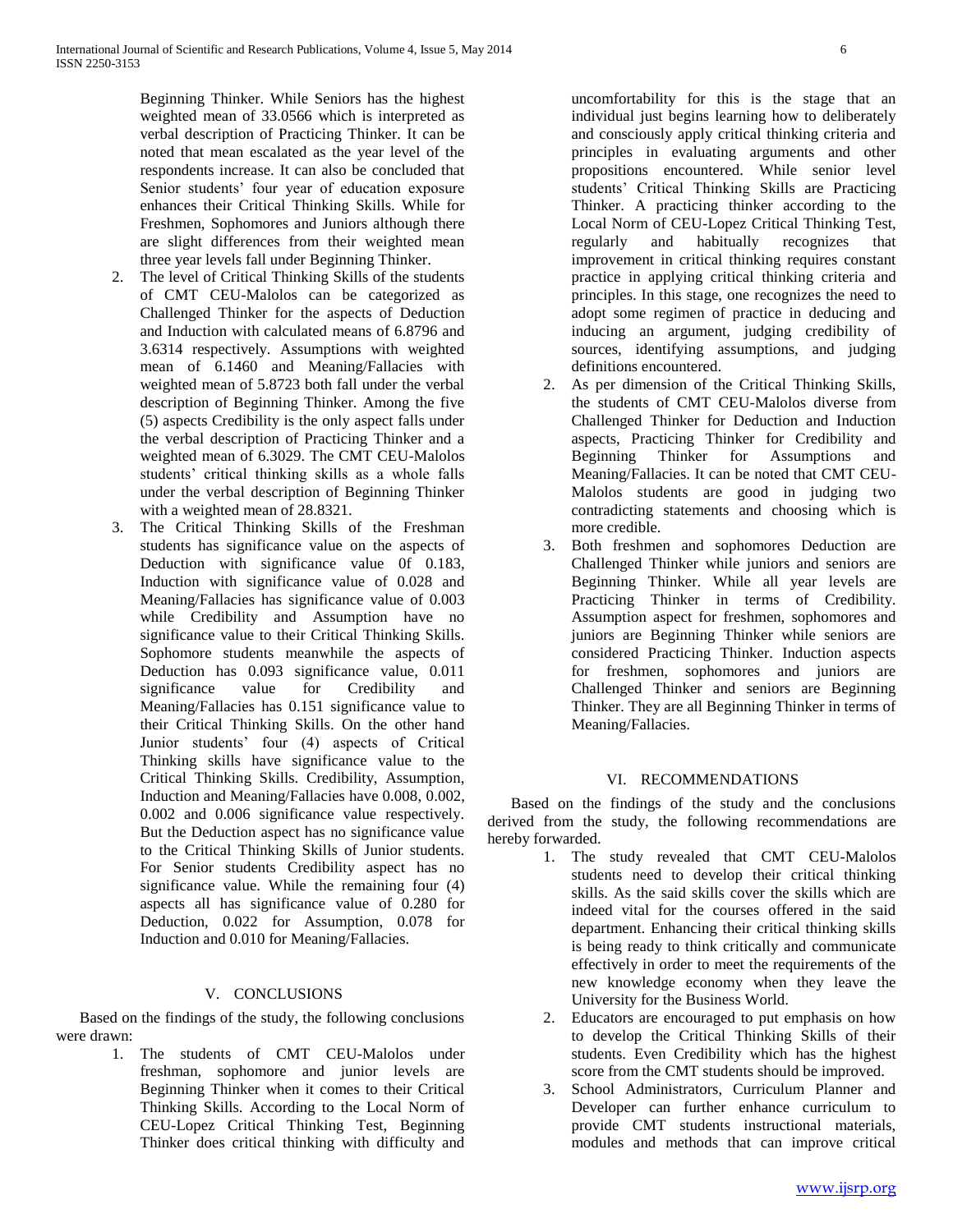Beginning Thinker. While Seniors has the highest weighted mean of 33.0566 which is interpreted as verbal description of Practicing Thinker. It can be noted that mean escalated as the year level of the respondents increase. It can also be concluded that Senior students' four year of education exposure enhances their Critical Thinking Skills. While for Freshmen, Sophomores and Juniors although there are slight differences from their weighted mean three year levels fall under Beginning Thinker.

2. The level of Critical Thinking Skills of the students of CMT CEU-Malolos can be categorized as Challenged Thinker for the aspects of Deduction and Induction with calculated means of 6.8796 and 3.6314 respectively. Assumptions with weighted mean of 6.1460 and Meaning/Fallacies with weighted mean of 5.8723 both fall under the verbal description of Beginning Thinker. Among the five (5) aspects Credibility is the only aspect falls under the verbal description of Practicing Thinker and a weighted mean of 6.3029. The CMT CEU-Malolos students' critical thinking skills as a whole falls under the verbal description of Beginning Thinker with a weighted mean of 28.8321.
3. The Critical Thinking Skills of the Freshman students has significance value on the aspects of Deduction with significance value 0f 0.183, Induction with significance value of 0.028 and Meaning/Fallacies has significance value of 0.003 while Credibility and Assumption have no significance value to their Critical Thinking Skills. Sophomore students meanwhile the aspects of Deduction has 0.093 significance value, 0.011 significance value for Credibility and Meaning/Fallacies has 0.151 significance value to their Critical Thinking Skills. On the other hand Junior students' four (4) aspects of Critical Thinking skills have significance value to the Critical Thinking Skills. Credibility, Assumption, Induction and Meaning/Fallacies have 0.008, 0.002, 0.002 and 0.006 significance value respectively. But the Deduction aspect has no significance value to the Critical Thinking Skills of Junior students. For Senior students Credibility aspect has no significance value. While the remaining four (4) aspects all has significance value of 0.280 for Deduction, 0.022 for Assumption, 0.078 for Induction and 0.010 for Meaning/Fallacies.

## V. CONCLUSIONS

Based on the findings of the study, the following conclusions were drawn:

1. The students of CMT CEU-Malolos under freshman, sophomore and junior levels are Beginning Thinker when it comes to their Critical Thinking Skills. According to the Local Norm of CEU-Lopez Critical Thinking Test, Beginning Thinker does critical thinking with difficulty and uncomfortability for this is the stage that an individual just begins learning how to deliberately and consciously apply critical thinking criteria and principles in evaluating arguments and other propositions encountered. While senior level students' Critical Thinking Skills are Practicing Thinker. A practicing thinker according to the Local Norm of CEU-Lopez Critical Thinking Test, regularly and habitually recognizes that improvement in critical thinking requires constant practice in applying critical thinking criteria and principles. In this stage, one recognizes the need to adopt some regimen of practice in deducing and inducing an argument, judging credibility of sources, identifying assumptions, and judging definitions encountered.
2. As per dimension of the Critical Thinking Skills, the students of CMT CEU-Malolos diverse from Challenged Thinker for Deduction and Induction aspects, Practicing Thinker for Credibility and Beginning Thinker for Assumptions and Meaning/Fallacies. It can be noted that CMT CEU-Malolos students are good in judging two contradicting statements and choosing which is more credible.
3. Both freshmen and sophomores Deduction are Challenged Thinker while juniors and seniors are Beginning Thinker. While all year levels are Practicing Thinker in terms of Credibility. Assumption aspect for freshmen, sophomores and juniors are Beginning Thinker while seniors are considered Practicing Thinker. Induction aspects for freshmen, sophomores and juniors are Challenged Thinker and seniors are Beginning Thinker. They are all Beginning Thinker in terms of Meaning/Fallacies.

## VI. RECOMMENDATIONS

Based on the findings of the study and the conclusions derived from the study, the following recommendations are hereby forwarded.

1. The study revealed that CMT CEU-Malolos students need to develop their critical thinking skills. As the said skills cover the skills which are indeed vital for the courses offered in the said department. Enhancing their critical thinking skills is being ready to think critically and communicate effectively in order to meet the requirements of the new knowledge economy when they leave the University for the Business World.
2. Educators are encouraged to put emphasis on how to develop the Critical Thinking Skills of their students. Even Credibility which has the highest score from the CMT students should be improved.
3. School Administrators, Curriculum Planner and Developer can further enhance curriculum to provide CMT students instructional materials, modules and methods that can improve critical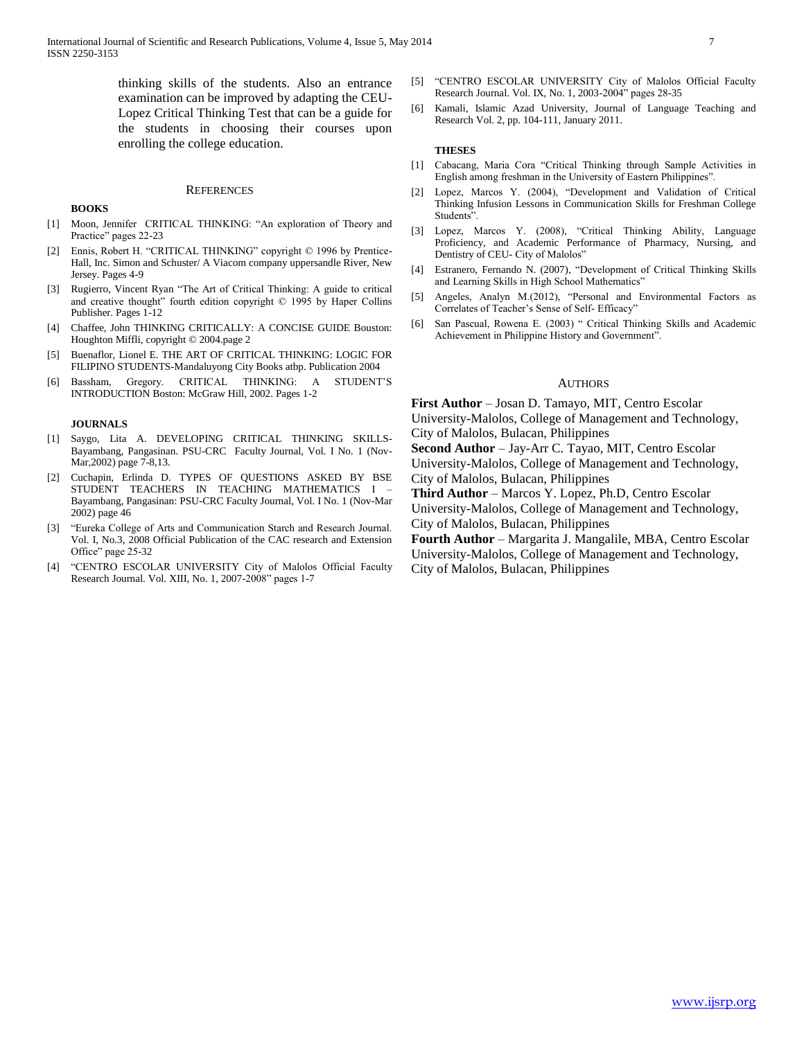thinking skills of the students. Also an entrance examination can be improved by adapting the CEU-Lopez Critical Thinking Test that can be a guide for the students in choosing their courses upon enrolling the college education.

## REFERENCES

**BOOKS**

[1] Moon, Jennifer CRITICAL THINKING: "An exploration of Theory and Practice" pages 22-23

[2] Ennis, Robert H. "CRITICAL THINKING" copyright © 1996 by Prentice-Hall, Inc. Simon and Schuster/ A Viacom company uppersandle River, New Jersey. Pages 4-9

[3] Rugierro, Vincent Ryan "The Art of Critical Thinking: A guide to critical and creative thought" fourth edition copyright © 1995 by Haper Collins Publisher. Pages 1-12

[4] Chaffee, John THINKING CRITICALLY: A CONCISE GUIDE Bouston: Houghton Miffli, copyright © 2004.page 2

[5] Buenaflor, Lionel E. THE ART OF CRITICAL THINKING: LOGIC FOR FILIPINO STUDENTS-Mandaluyong City Books atbp. Publication 2004

[6] Bassham, Gregory. CRITICAL THINKING: A STUDENT'S INTRODUCTION Boston: McGraw Hill, 2002. Pages 1-2

**JOURNALS**

[1] Saygo, Lita A. DEVELOPING CRITICAL THINKING SKILLS-Bayambang, Pangasinan. PSU-CRC Faculty Journal, Vol. I No. 1 (Nov-Mar,2002) page 7-8,13.

[2] Cuchapin, Erlinda D. TYPES OF QUESTIONS ASKED BY BSE STUDENT TEACHERS IN TEACHING MATHEMATICS I – Bayambang, Pangasinan: PSU-CRC Faculty Journal, Vol. I No. 1 (Nov-Mar 2002) page 46

[3] "Eureka College of Arts and Communication Starch and Research Journal. Vol. I, No.3, 2008 Official Publication of the CAC research and Extension Office" page 25-32

[4] "CENTRO ESCOLAR UNIVERSITY City of Malolos Official Faculty Research Journal. Vol. XIII, No. 1, 2007-2008" pages 1-7

[5] "CENTRO ESCOLAR UNIVERSITY City of Malolos Official Faculty Research Journal. Vol. IX, No. 1, 2003-2004" pages 28-35

[6] Kamali, Islamic Azad University, Journal of Language Teaching and Research Vol. 2, pp. 104-111, January 2011.

**THESES**

[1] Cabacang, Maria Cora "Critical Thinking through Sample Activities in English among freshman in the University of Eastern Philippines".

[2] Lopez, Marcos Y. (2004), "Development and Validation of Critical Thinking Infusion Lessons in Communication Skills for Freshman College Students".

[3] Lopez, Marcos Y. (2008), "Critical Thinking Ability, Language Proficiency, and Academic Performance of Pharmacy, Nursing, and Dentistry of CEU- City of Malolos"

[4] Estranero, Fernando N. (2007), "Development of Critical Thinking Skills and Learning Skills in High School Mathematics"

[5] Angeles, Analyn M.(2012), "Personal and Environmental Factors as Correlates of Teacher's Sense of Self- Efficacy"

[6] San Pascual, Rowena E. (2003) " Critical Thinking Skills and Academic Achievement in Philippine History and Government".

## AUTHORS

**First Author** – Josan D. Tamayo, MIT, Centro Escolar University-Malolos, College of Management and Technology, City of Malolos, Bulacan, Philippines

**Second Author** – Jay-Arr C. Tayao, MIT, Centro Escolar University-Malolos, College of Management and Technology, City of Malolos, Bulacan, Philippines

**Third Author** – Marcos Y. Lopez, Ph.D, Centro Escolar University-Malolos, College of Management and Technology, City of Malolos, Bulacan, Philippines

**Fourth Author** – Margarita J. Mangalile, MBA, Centro Escolar University-Malolos, College of Management and Technology, City of Malolos, Bulacan, Philippines